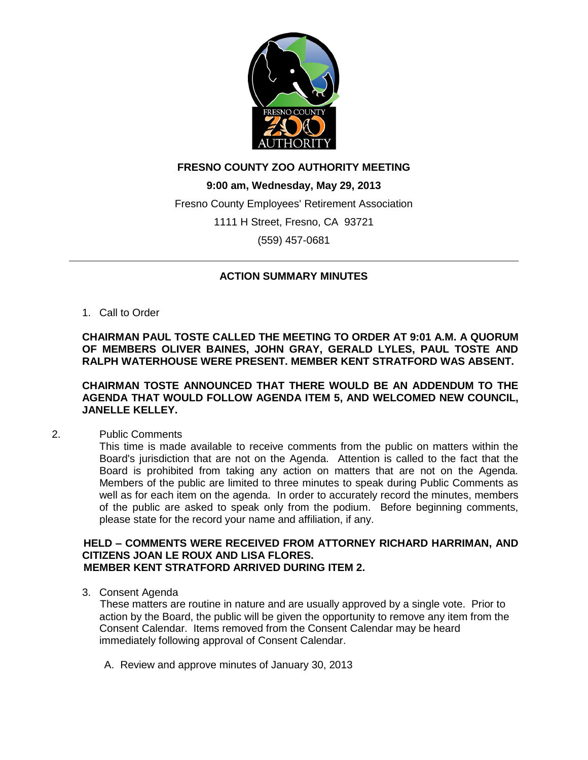# FRESNO COUNTY ZOO AUTHORITY MEETING

**9:00 am, Wednesday, May 29, 2013**

Fresno County Employees' Retirement Association

1111 H Street, Fresno, CA 93721

(559) 457-0681

---

## ACTION SUMMARY MINUTES

1. Call to Order

**CHAIRMAN PAUL TOSTE CALLED THE MEETING TO ORDER AT 9:01 A.M. A QUORUM OF MEMBERS OLIVER BAINES, JOHN GRAY, GERALD LYLES, PAUL TOSTE AND RALPH WATERHOUSE WERE PRESENT. MEMBER KENT STRATFORD WAS ABSENT.**

**CHAIRMAN TOSTE ANNOUNCED THAT THERE WOULD BE AN ADDENDUM TO THE AGENDA THAT WOULD FOLLOW AGENDA ITEM 5, AND WELCOMED NEW COUNCIL, JANELLE KELLEY.**

2. Public Comments

This time is made available to receive comments from the public on matters within the Board's jurisdiction that are not on the Agenda. Attention is called to the fact that the Board is prohibited from taking any action on matters that are not on the Agenda. Members of the public are limited to three minutes to speak during Public Comments as well as for each item on the agenda. In order to accurately record the minutes, members of the public are asked to speak only from the podium. Before beginning comments, please state for the record your name and affiliation, if any.

**HELD – COMMENTS WERE RECEIVED FROM ATTORNEY RICHARD HARRIMAN, AND CITIZENS JOAN LE ROUX AND LISA FLORES.**
**MEMBER KENT STRATFORD ARRIVED DURING ITEM 2.**

3. Consent Agenda

These matters are routine in nature and are usually approved by a single vote. Prior to action by the Board, the public will be given the opportunity to remove any item from the Consent Calendar. Items removed from the Consent Calendar may be heard immediately following approval of Consent Calendar.

   A. Review and approve minutes of January 30, 2013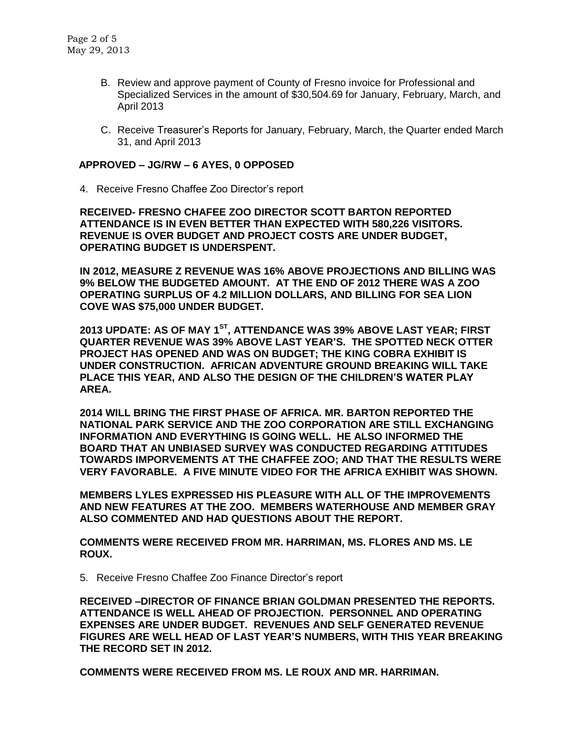B. Review and approve payment of County of Fresno invoice for Professional and Specialized Services in the amount of $30,504.69 for January, February, March, and April 2013

C. Receive Treasurer's Reports for January, February, March, the Quarter ended March 31, and April 2013

**APPROVED – JG/RW – 6 AYES, 0 OPPOSED**

4. Receive Fresno Chaffee Zoo Director's report

**RECEIVED- FRESNO CHAFEE ZOO DIRECTOR SCOTT BARTON REPORTED ATTENDANCE IS IN EVEN BETTER THAN EXPECTED WITH 580,226 VISITORS. REVENUE IS OVER BUDGET AND PROJECT COSTS ARE UNDER BUDGET, OPERATING BUDGET IS UNDERSPENT.**

**IN 2012, MEASURE Z REVENUE WAS 16% ABOVE PROJECTIONS AND BILLING WAS 9% BELOW THE BUDGETED AMOUNT. AT THE END OF 2012 THERE WAS A ZOO OPERATING SURPLUS OF 4.2 MILLION DOLLARS, AND BILLING FOR SEA LION COVE WAS $75,000 UNDER BUDGET.**

**2013 UPDATE: AS OF MAY 1ST, ATTENDANCE WAS 39% ABOVE LAST YEAR; FIRST QUARTER REVENUE WAS 39% ABOVE LAST YEAR'S. THE SPOTTED NECK OTTER PROJECT HAS OPENED AND WAS ON BUDGET; THE KING COBRA EXHIBIT IS UNDER CONSTRUCTION. AFRICAN ADVENTURE GROUND BREAKING WILL TAKE PLACE THIS YEAR, AND ALSO THE DESIGN OF THE CHILDREN'S WATER PLAY AREA.**

**2014 WILL BRING THE FIRST PHASE OF AFRICA. MR. BARTON REPORTED THE NATIONAL PARK SERVICE AND THE ZOO CORPORATION ARE STILL EXCHANGING INFORMATION AND EVERYTHING IS GOING WELL. HE ALSO INFORMED THE BOARD THAT AN UNBIASED SURVEY WAS CONDUCTED REGARDING ATTITUDES TOWARDS IMPORVEMENTS AT THE CHAFFEE ZOO; AND THAT THE RESULTS WERE VERY FAVORABLE. A FIVE MINUTE VIDEO FOR THE AFRICA EXHIBIT WAS SHOWN.**

**MEMBERS LYLES EXPRESSED HIS PLEASURE WITH ALL OF THE IMPROVEMENTS AND NEW FEATURES AT THE ZOO. MEMBERS WATERHOUSE AND MEMBER GRAY ALSO COMMENTED AND HAD QUESTIONS ABOUT THE REPORT.**

**COMMENTS WERE RECEIVED FROM MR. HARRIMAN, MS. FLORES AND MS. LE ROUX.**

5. Receive Fresno Chaffee Zoo Finance Director's report

**RECEIVED –DIRECTOR OF FINANCE BRIAN GOLDMAN PRESENTED THE REPORTS. ATTENDANCE IS WELL AHEAD OF PROJECTION. PERSONNEL AND OPERATING EXPENSES ARE UNDER BUDGET. REVENUES AND SELF GENERATED REVENUE FIGURES ARE WELL HEAD OF LAST YEAR'S NUMBERS, WITH THIS YEAR BREAKING THE RECORD SET IN 2012.**

**COMMENTS WERE RECEIVED FROM MS. LE ROUX AND MR. HARRIMAN.**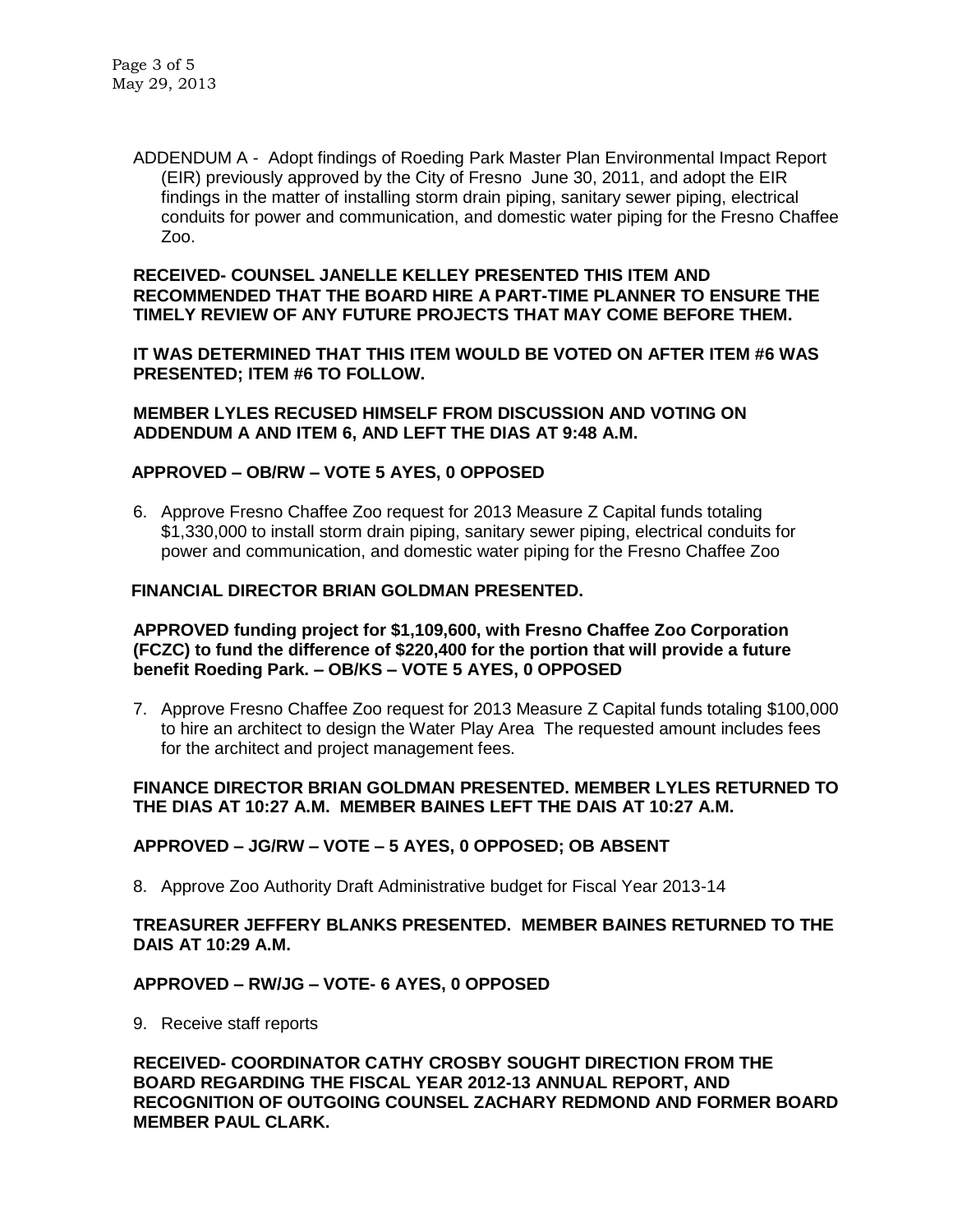ADDENDUM A - Adopt findings of Roeding Park Master Plan Environmental Impact Report (EIR) previously approved by the City of Fresno June 30, 2011, and adopt the EIR findings in the matter of installing storm drain piping, sanitary sewer piping, electrical conduits for power and communication, and domestic water piping for the Fresno Chaffee Zoo.

**RECEIVED- COUNSEL JANELLE KELLEY PRESENTED THIS ITEM AND RECOMMENDED THAT THE BOARD HIRE A PART-TIME PLANNER TO ENSURE THE TIMELY REVIEW OF ANY FUTURE PROJECTS THAT MAY COME BEFORE THEM.**

**IT WAS DETERMINED THAT THIS ITEM WOULD BE VOTED ON AFTER ITEM #6 WAS PRESENTED; ITEM #6 TO FOLLOW.**

**MEMBER LYLES RECUSED HIMSELF FROM DISCUSSION AND VOTING ON ADDENDUM A AND ITEM 6, AND LEFT THE DIAS AT 9:48 A.M.**

**APPROVED – OB/RW – VOTE 5 AYES, 0 OPPOSED**

6. Approve Fresno Chaffee Zoo request for 2013 Measure Z Capital funds totaling $1,330,000 to install storm drain piping, sanitary sewer piping, electrical conduits for power and communication, and domestic water piping for the Fresno Chaffee Zoo

**FINANCIAL DIRECTOR BRIAN GOLDMAN PRESENTED.**

**APPROVED funding project for $1,109,600, with Fresno Chaffee Zoo Corporation (FCZC) to fund the difference of $220,400 for the portion that will provide a future benefit Roeding Park. – OB/KS – VOTE 5 AYES, 0 OPPOSED**

7. Approve Fresno Chaffee Zoo request for 2013 Measure Z Capital funds totaling $100,000 to hire an architect to design the Water Play Area The requested amount includes fees for the architect and project management fees.

**FINANCE DIRECTOR BRIAN GOLDMAN PRESENTED. MEMBER LYLES RETURNED TO THE DIAS AT 10:27 A.M. MEMBER BAINES LEFT THE DAIS AT 10:27 A.M.**

**APPROVED – JG/RW – VOTE – 5 AYES, 0 OPPOSED; OB ABSENT**

8. Approve Zoo Authority Draft Administrative budget for Fiscal Year 2013-14

**TREASURER JEFFERY BLANKS PRESENTED. MEMBER BAINES RETURNED TO THE DAIS AT 10:29 A.M.**

**APPROVED – RW/JG – VOTE- 6 AYES, 0 OPPOSED**

9. Receive staff reports

**RECEIVED- COORDINATOR CATHY CROSBY SOUGHT DIRECTION FROM THE BOARD REGARDING THE FISCAL YEAR 2012-13 ANNUAL REPORT, AND RECOGNITION OF OUTGOING COUNSEL ZACHARY REDMOND AND FORMER BOARD MEMBER PAUL CLARK.**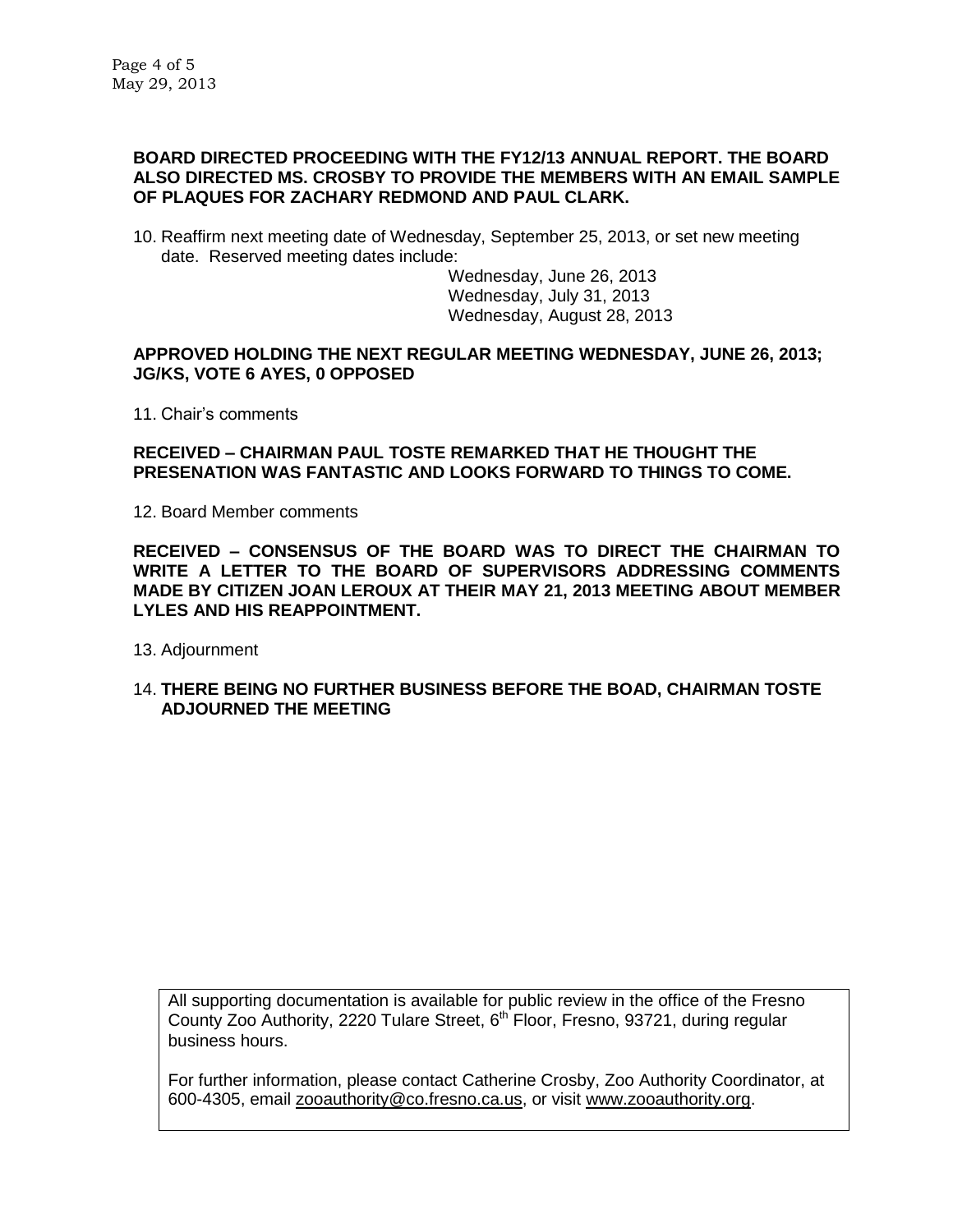**BOARD DIRECTED PROCEEDING WITH THE FY12/13 ANNUAL REPORT. THE BOARD ALSO DIRECTED MS. CROSBY TO PROVIDE THE MEMBERS WITH AN EMAIL SAMPLE OF PLAQUES FOR ZACHARY REDMOND AND PAUL CLARK.**

10. Reaffirm next meeting date of Wednesday, September 25, 2013, or set new meeting date. Reserved meeting dates include:

    Wednesday, June 26, 2013
    Wednesday, July 31, 2013
    Wednesday, August 28, 2013

**APPROVED HOLDING THE NEXT REGULAR MEETING WEDNESDAY, JUNE 26, 2013; JG/KS, VOTE 6 AYES, 0 OPPOSED**

11. Chair's comments

**RECEIVED – CHAIRMAN PAUL TOSTE REMARKED THAT HE THOUGHT THE PRESENATION WAS FANTASTIC AND LOOKS FORWARD TO THINGS TO COME.**

12. Board Member comments

**RECEIVED – CONSENSUS OF THE BOARD WAS TO DIRECT THE CHAIRMAN TO WRITE A LETTER TO THE BOARD OF SUPERVISORS ADDRESSING COMMENTS MADE BY CITIZEN JOAN LEROUX AT THEIR MAY 21, 2013 MEETING ABOUT MEMBER LYLES AND HIS REAPPOINTMENT.**

13. Adjournment

14. **THERE BEING NO FURTHER BUSINESS BEFORE THE BOAD, CHAIRMAN TOSTE ADJOURNED THE MEETING**

All supporting documentation is available for public review in the office of the Fresno County Zoo Authority, 2220 Tulare Street, 6th Floor, Fresno, 93721, during regular business hours.

For further information, please contact Catherine Crosby, Zoo Authority Coordinator, at 600-4305, email zooauthority@co.fresno.ca.us, or visit www.zooauthority.org.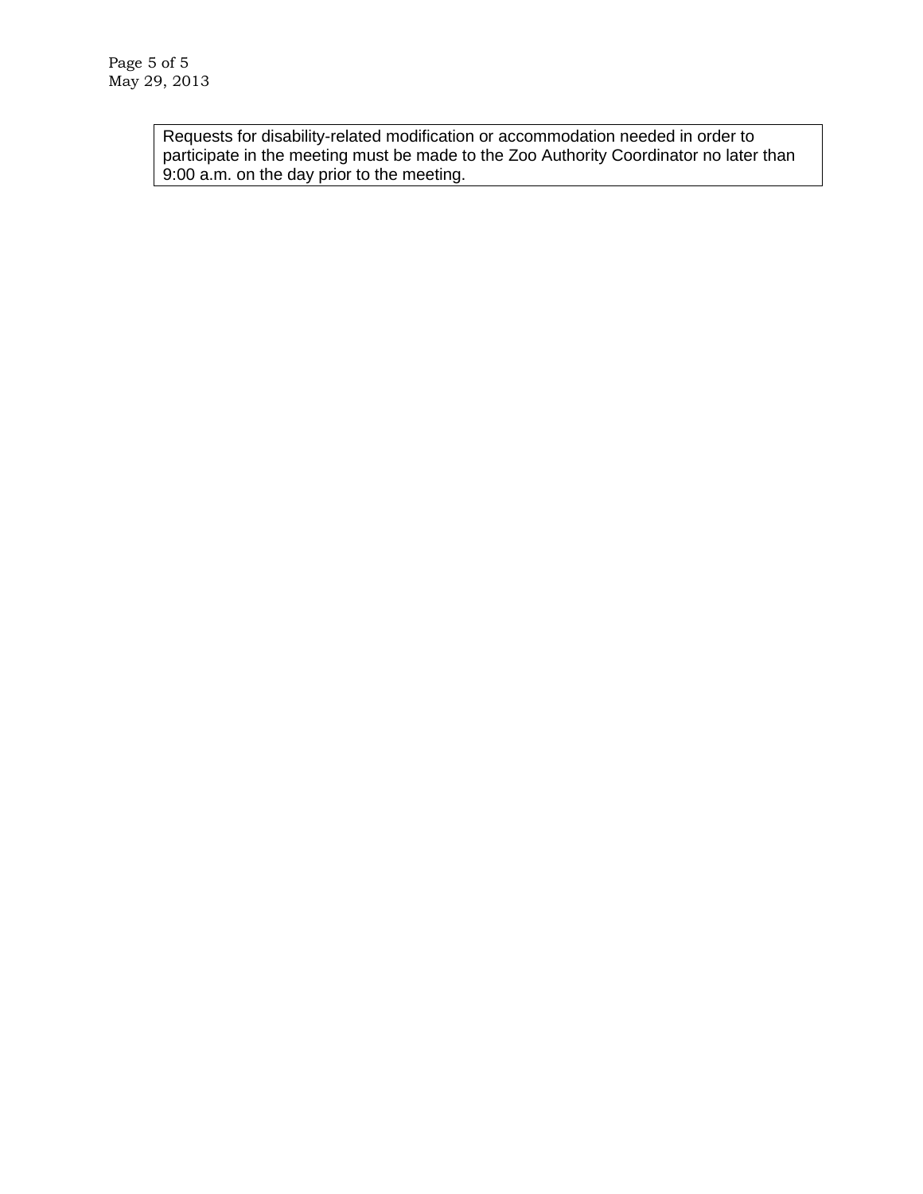Requests for disability-related modification or accommodation needed in order to participate in the meeting must be made to the Zoo Authority Coordinator no later than 9:00 a.m. on the day prior to the meeting.